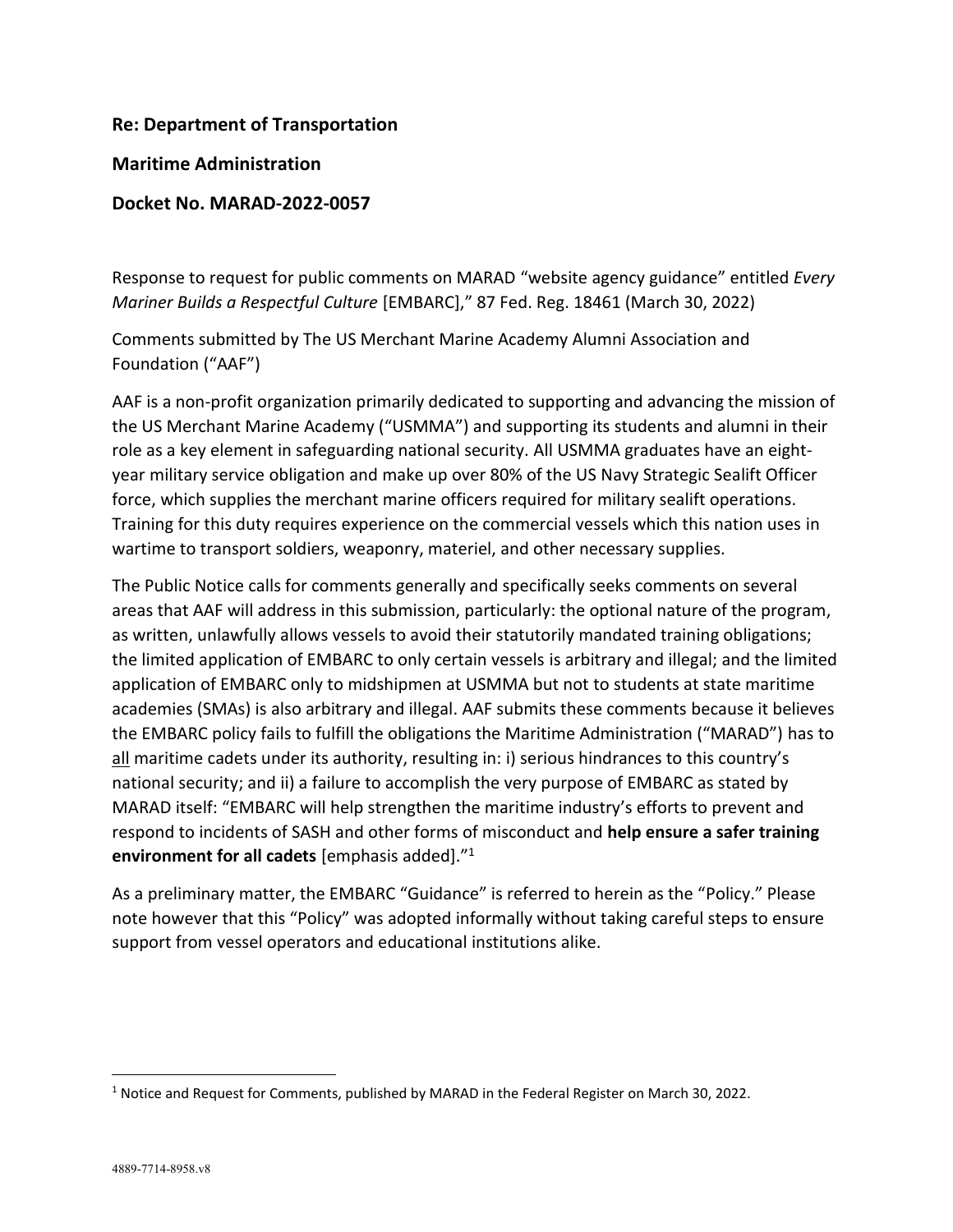**Re: Department of Transportation**

**Maritime Administration**

**Docket No. MARAD-2022-0057**

Response to request for public comments on MARAD "website agency guidance" entitled *Every Mariner Builds a Respectful Culture* [EMBARC]," 87 Fed. Reg. 18461 (March 30, 2022)

Comments submitted by The US Merchant Marine Academy Alumni Association and Foundation ("AAF")

AAF is a non-profit organization primarily dedicated to supporting and advancing the mission of the US Merchant Marine Academy ("USMMA") and supporting its students and alumni in their role as a key element in safeguarding national security. All USMMA graduates have an eight-year military service obligation and make up over 80% of the US Navy Strategic Sealift Officer force, which supplies the merchant marine officers required for military sealift operations. Training for this duty requires experience on the commercial vessels which this nation uses in wartime to transport soldiers, weaponry, materiel, and other necessary supplies.

The Public Notice calls for comments generally and specifically seeks comments on several areas that AAF will address in this submission, particularly: the optional nature of the program, as written, unlawfully allows vessels to avoid their statutorily mandated training obligations; the limited application of EMBARC to only certain vessels is arbitrary and illegal; and the limited application of EMBARC only to midshipmen at USMMA but not to students at state maritime academies (SMAs) is also arbitrary and illegal. AAF submits these comments because it believes the EMBARC policy fails to fulfill the obligations the Maritime Administration ("MARAD") has to <u>all</u> maritime cadets under its authority, resulting in: i) serious hindrances to this country's national security; and ii) a failure to accomplish the very purpose of EMBARC as stated by MARAD itself: "EMBARC will help strengthen the maritime industry's efforts to prevent and respond to incidents of SASH and other forms of misconduct and **help ensure a safer training environment for all cadets** [emphasis added]."[1]

As a preliminary matter, the EMBARC "Guidance" is referred to herein as the "Policy." Please note however that this "Policy" was adopted informally without taking careful steps to ensure support from vessel operators and educational institutions alike.

[1] Notice and Request for Comments, published by MARAD in the Federal Register on March 30, 2022.

4889-7714-8958.v8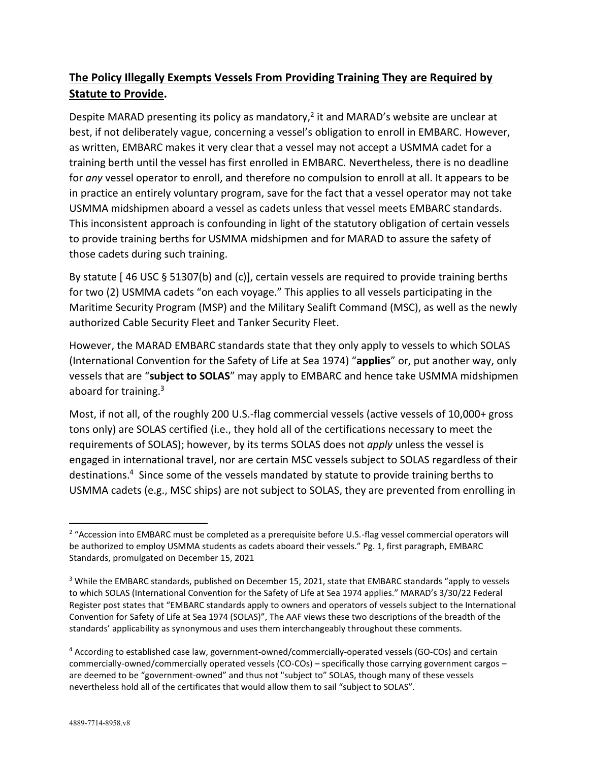**<u>The Policy Illegally Exempts Vessels From Providing Training They are Required by Statute to Provide</u>.**

Despite MARAD presenting its policy as mandatory,[2] it and MARAD's website are unclear at best, if not deliberately vague, concerning a vessel's obligation to enroll in EMBARC. However, as written, EMBARC makes it very clear that a vessel may not accept a USMMA cadet for a training berth until the vessel has first enrolled in EMBARC. Nevertheless, there is no deadline for *any* vessel operator to enroll, and therefore no compulsion to enroll at all. It appears to be in practice an entirely voluntary program, save for the fact that a vessel operator may not take USMMA midshipmen aboard a vessel as cadets unless that vessel meets EMBARC standards. This inconsistent approach is confounding in light of the statutory obligation of certain vessels to provide training berths for USMMA midshipmen and for MARAD to assure the safety of those cadets during such training.

By statute [ 46 USC § 51307(b) and (c)], certain vessels are required to provide training berths for two (2) USMMA cadets "on each voyage." This applies to all vessels participating in the Maritime Security Program (MSP) and the Military Sealift Command (MSC), as well as the newly authorized Cable Security Fleet and Tanker Security Fleet.

However, the MARAD EMBARC standards state that they only apply to vessels to which SOLAS (International Convention for the Safety of Life at Sea 1974) "**applies**" or, put another way, only vessels that are "**subject to SOLAS**" may apply to EMBARC and hence take USMMA midshipmen aboard for training.[3]

Most, if not all, of the roughly 200 U.S.-flag commercial vessels (active vessels of 10,000+ gross tons only) are SOLAS certified (i.e., they hold all of the certifications necessary to meet the requirements of SOLAS); however, by its terms SOLAS does not *apply* unless the vessel is engaged in international travel, nor are certain MSC vessels subject to SOLAS regardless of their destinations.[4] Since some of the vessels mandated by statute to provide training berths to USMMA cadets (e.g., MSC ships) are not subject to SOLAS, they are prevented from enrolling in

---

[2] "Accession into EMBARC must be completed as a prerequisite before U.S.-flag vessel commercial operators will be authorized to employ USMMA students as cadets aboard their vessels." Pg. 1, first paragraph, EMBARC Standards, promulgated on December 15, 2021

[3] While the EMBARC standards, published on December 15, 2021, state that EMBARC standards "apply to vessels to which SOLAS (International Convention for the Safety of Life at Sea 1974 applies." MARAD's 3/30/22 Federal Register post states that "EMBARC standards apply to owners and operators of vessels subject to the International Convention for Safety of Life at Sea 1974 (SOLAS)", The AAF views these two descriptions of the breadth of the standards' applicability as synonymous and uses them interchangeably throughout these comments.

[4] According to established case law, government-owned/commercially-operated vessels (GO-COs) and certain commercially-owned/commercially operated vessels (CO-COs) – specifically those carrying government cargos – are deemed to be "government-owned" and thus not "subject to" SOLAS, though many of these vessels nevertheless hold all of the certificates that would allow them to sail "subject to SOLAS".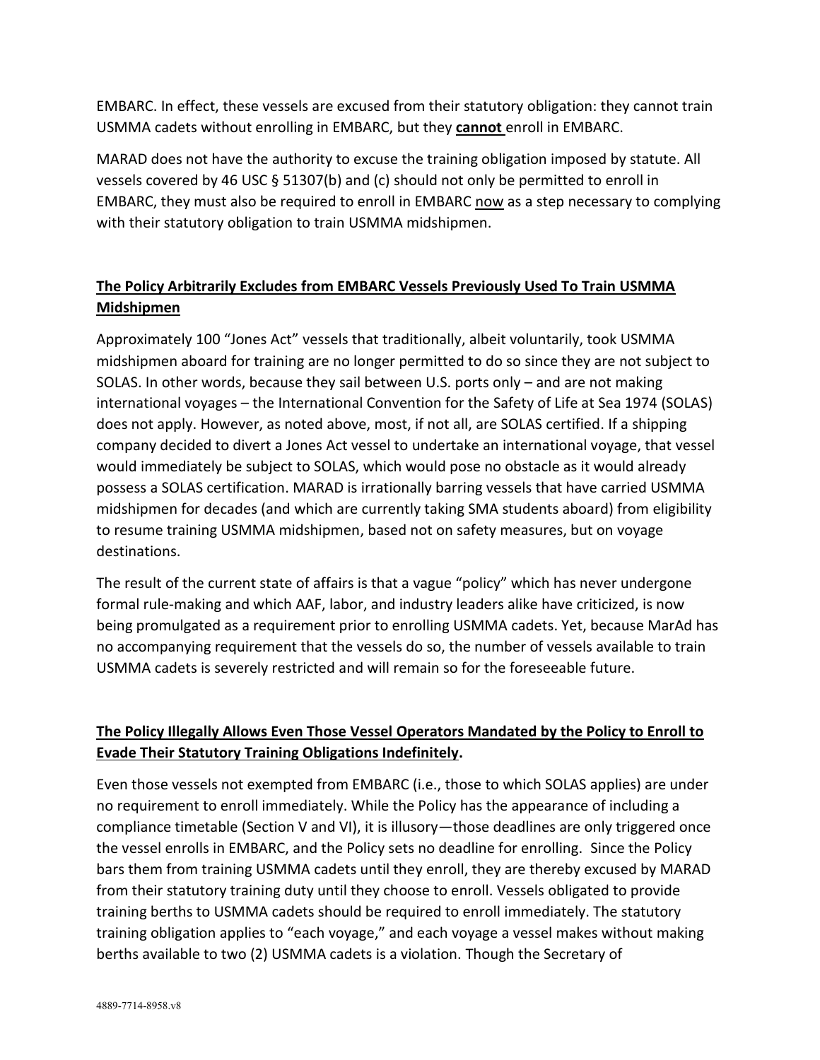EMBARC. In effect, these vessels are excused from their statutory obligation: they cannot train USMMA cadets without enrolling in EMBARC, but they **cannot** enroll in EMBARC.

MARAD does not have the authority to excuse the training obligation imposed by statute. All vessels covered by 46 USC § 51307(b) and (c) should not only be permitted to enroll in EMBARC, they must also be required to enroll in EMBARC now as a step necessary to complying with their statutory obligation to train USMMA midshipmen.

## **The Policy Arbitrarily Excludes from EMBARC Vessels Previously Used To Train USMMA Midshipmen**

Approximately 100 "Jones Act" vessels that traditionally, albeit voluntarily, took USMMA midshipmen aboard for training are no longer permitted to do so since they are not subject to SOLAS. In other words, because they sail between U.S. ports only – and are not making international voyages – the International Convention for the Safety of Life at Sea 1974 (SOLAS) does not apply. However, as noted above, most, if not all, are SOLAS certified. If a shipping company decided to divert a Jones Act vessel to undertake an international voyage, that vessel would immediately be subject to SOLAS, which would pose no obstacle as it would already possess a SOLAS certification. MARAD is irrationally barring vessels that have carried USMMA midshipmen for decades (and which are currently taking SMA students aboard) from eligibility to resume training USMMA midshipmen, based not on safety measures, but on voyage destinations.

The result of the current state of affairs is that a vague "policy" which has never undergone formal rule-making and which AAF, labor, and industry leaders alike have criticized, is now being promulgated as a requirement prior to enrolling USMMA cadets. Yet, because MarAd has no accompanying requirement that the vessels do so, the number of vessels available to train USMMA cadets is severely restricted and will remain so for the foreseeable future.

## **The Policy Illegally Allows Even Those Vessel Operators Mandated by the Policy to Enroll to Evade Their Statutory Training Obligations Indefinitely.**

Even those vessels not exempted from EMBARC (i.e., those to which SOLAS applies) are under no requirement to enroll immediately. While the Policy has the appearance of including a compliance timetable (Section V and VI), it is illusory—those deadlines are only triggered once the vessel enrolls in EMBARC, and the Policy sets no deadline for enrolling. Since the Policy bars them from training USMMA cadets until they enroll, they are thereby excused by MARAD from their statutory training duty until they choose to enroll. Vessels obligated to provide training berths to USMMA cadets should be required to enroll immediately. The statutory training obligation applies to "each voyage," and each voyage a vessel makes without making berths available to two (2) USMMA cadets is a violation. Though the Secretary of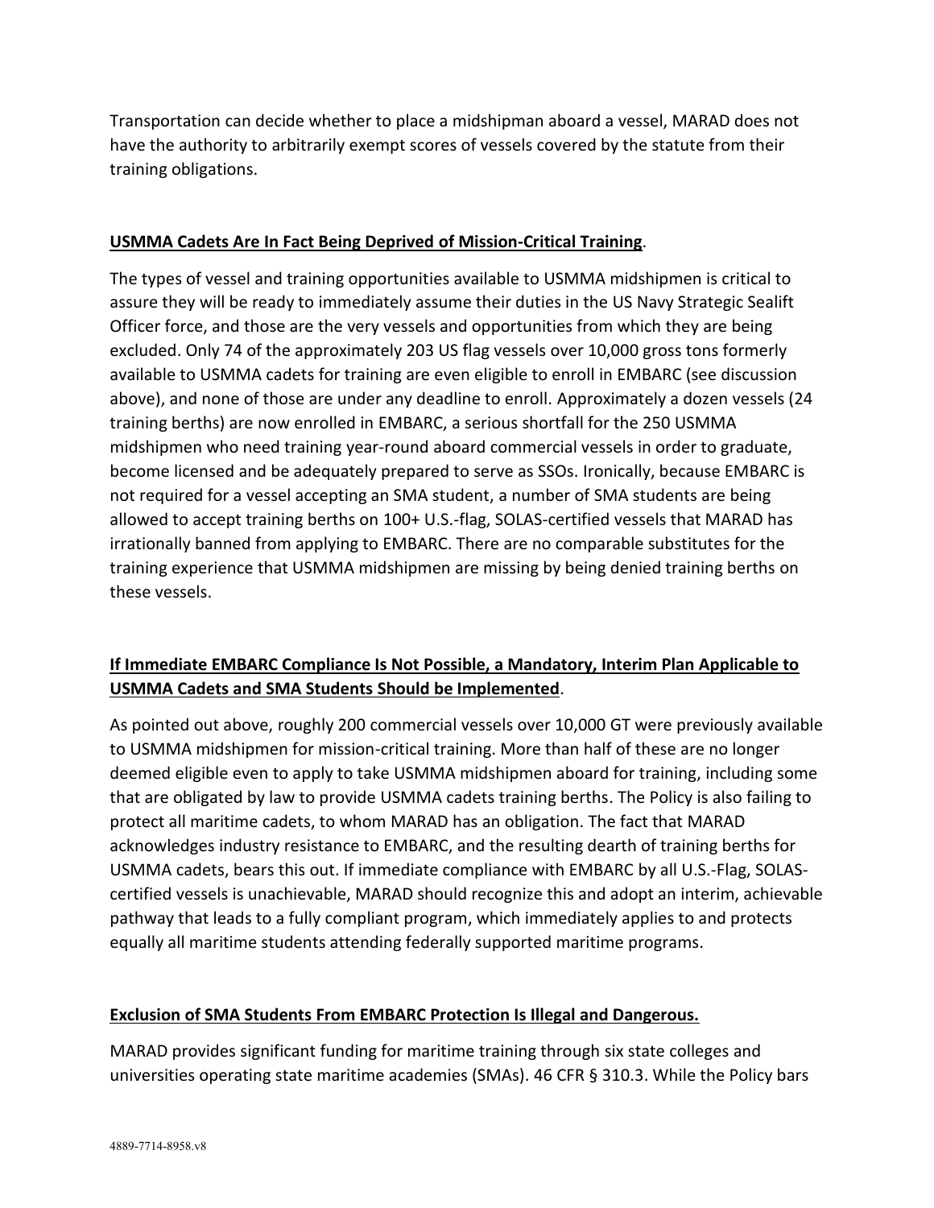Transportation can decide whether to place a midshipman aboard a vessel, MARAD does not have the authority to arbitrarily exempt scores of vessels covered by the statute from their training obligations.

**USMMA Cadets Are In Fact Being Deprived of Mission-Critical Training**.

The types of vessel and training opportunities available to USMMA midshipmen is critical to assure they will be ready to immediately assume their duties in the US Navy Strategic Sealift Officer force, and those are the very vessels and opportunities from which they are being excluded. Only 74 of the approximately 203 US flag vessels over 10,000 gross tons formerly available to USMMA cadets for training are even eligible to enroll in EMBARC (see discussion above), and none of those are under any deadline to enroll. Approximately a dozen vessels (24 training berths) are now enrolled in EMBARC, a serious shortfall for the 250 USMMA midshipmen who need training year-round aboard commercial vessels in order to graduate, become licensed and be adequately prepared to serve as SSOs. Ironically, because EMBARC is not required for a vessel accepting an SMA student, a number of SMA students are being allowed to accept training berths on 100+ U.S.-flag, SOLAS-certified vessels that MARAD has irrationally banned from applying to EMBARC. There are no comparable substitutes for the training experience that USMMA midshipmen are missing by being denied training berths on these vessels.

**If Immediate EMBARC Compliance Is Not Possible, a Mandatory, Interim Plan Applicable to USMMA Cadets and SMA Students Should be Implemented**.

As pointed out above, roughly 200 commercial vessels over 10,000 GT were previously available to USMMA midshipmen for mission-critical training. More than half of these are no longer deemed eligible even to apply to take USMMA midshipmen aboard for training, including some that are obligated by law to provide USMMA cadets training berths. The Policy is also failing to protect all maritime cadets, to whom MARAD has an obligation. The fact that MARAD acknowledges industry resistance to EMBARC, and the resulting dearth of training berths for USMMA cadets, bears this out. If immediate compliance with EMBARC by all U.S.-Flag, SOLAS-certified vessels is unachievable, MARAD should recognize this and adopt an interim, achievable pathway that leads to a fully compliant program, which immediately applies to and protects equally all maritime students attending federally supported maritime programs.

**Exclusion of SMA Students From EMBARC Protection Is Illegal and Dangerous.**

MARAD provides significant funding for maritime training through six state colleges and universities operating state maritime academies (SMAs). 46 CFR § 310.3. While the Policy bars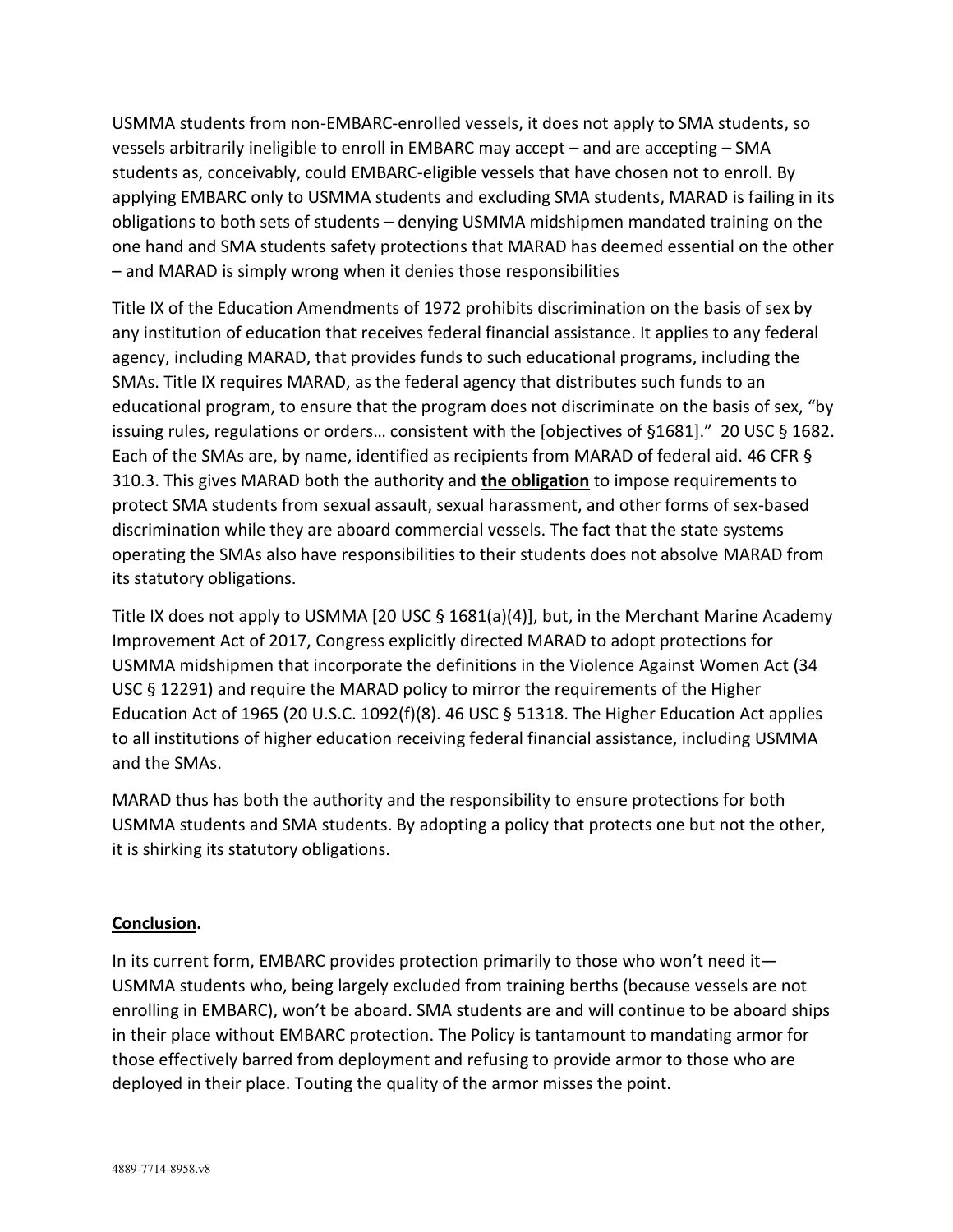USMMA students from non-EMBARC-enrolled vessels, it does not apply to SMA students, so vessels arbitrarily ineligible to enroll in EMBARC may accept – and are accepting – SMA students as, conceivably, could EMBARC-eligible vessels that have chosen not to enroll. By applying EMBARC only to USMMA students and excluding SMA students, MARAD is failing in its obligations to both sets of students – denying USMMA midshipmen mandated training on the one hand and SMA students safety protections that MARAD has deemed essential on the other – and MARAD is simply wrong when it denies those responsibilities

Title IX of the Education Amendments of 1972 prohibits discrimination on the basis of sex by any institution of education that receives federal financial assistance. It applies to any federal agency, including MARAD, that provides funds to such educational programs, including the SMAs. Title IX requires MARAD, as the federal agency that distributes such funds to an educational program, to ensure that the program does not discriminate on the basis of sex, "by issuing rules, regulations or orders… consistent with the [objectives of §1681]." 20 USC § 1682. Each of the SMAs are, by name, identified as recipients from MARAD of federal aid. 46 CFR § 310.3. This gives MARAD both the authority and **<u>the obligation</u>** to impose requirements to protect SMA students from sexual assault, sexual harassment, and other forms of sex-based discrimination while they are aboard commercial vessels. The fact that the state systems operating the SMAs also have responsibilities to their students does not absolve MARAD from its statutory obligations.

Title IX does not apply to USMMA [20 USC § 1681(a)(4)], but, in the Merchant Marine Academy Improvement Act of 2017, Congress explicitly directed MARAD to adopt protections for USMMA midshipmen that incorporate the definitions in the Violence Against Women Act (34 USC § 12291) and require the MARAD policy to mirror the requirements of the Higher Education Act of 1965 (20 U.S.C. 1092(f)(8). 46 USC § 51318. The Higher Education Act applies to all institutions of higher education receiving federal financial assistance, including USMMA and the SMAs.

MARAD thus has both the authority and the responsibility to ensure protections for both USMMA students and SMA students. By adopting a policy that protects one but not the other, it is shirking its statutory obligations.

**<u>Conclusion</u>.**

In its current form, EMBARC provides protection primarily to those who won't need it—USMMA students who, being largely excluded from training berths (because vessels are not enrolling in EMBARC), won't be aboard. SMA students are and will continue to be aboard ships in their place without EMBARC protection. The Policy is tantamount to mandating armor for those effectively barred from deployment and refusing to provide armor to those who are deployed in their place. Touting the quality of the armor misses the point.